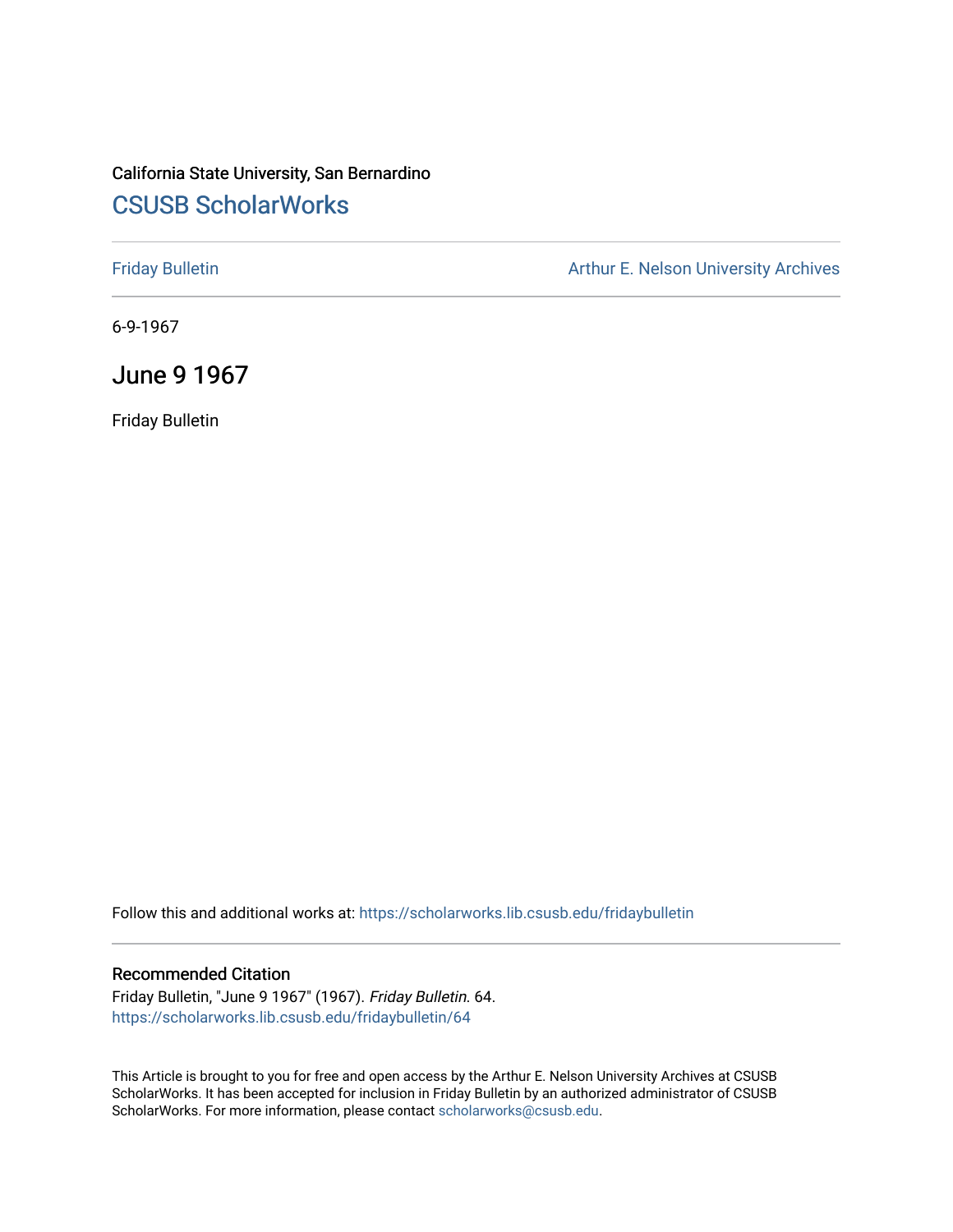California State University, San Bernardino

## CSUSB ScholarWorks

Friday Bulletin

Arthur E. Nelson University Archives

6-9-1967

# June 9 1967

Friday Bulletin

Follow this and additional works at: https://scholarworks.lib.csusb.edu/fridaybulletin

### Recommended Citation

Friday Bulletin, "June 9 1967" (1967). *Friday Bulletin*. 64.
https://scholarworks.lib.csusb.edu/fridaybulletin/64

This Article is brought to you for free and open access by the Arthur E. Nelson University Archives at CSUSB ScholarWorks. It has been accepted for inclusion in Friday Bulletin by an authorized administrator of CSUSB ScholarWorks. For more information, please contact scholarworks@csusb.edu.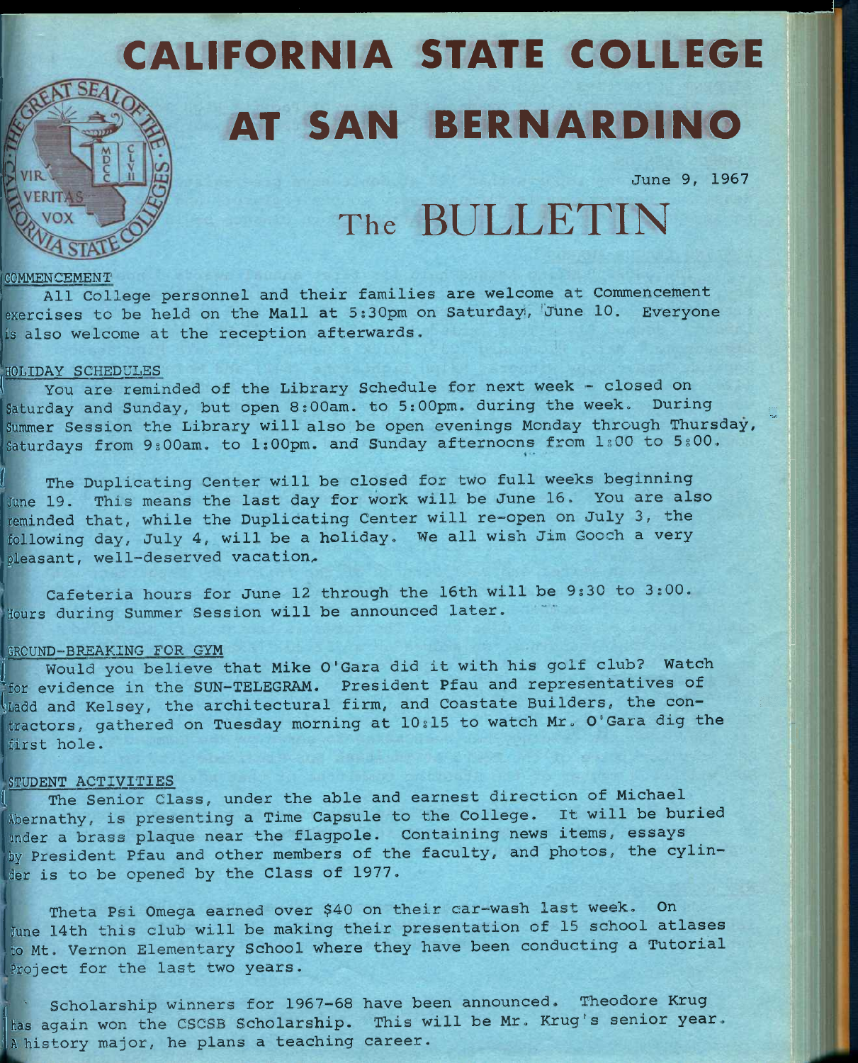# CALIFORNIA STATE COLLEGE

# AT SAN BERNARDINO

June 9, 1967

## The BULLETIN

### COMMENCEMENT

All College personnel and their families are welcome at Commencement exercises to be held on the Mall at 5:30pm on Saturday, June 10. Everyone is also welcome at the reception afterwards.

### HOLIDAY SCHEDULES

You are reminded of the Library Schedule for next week - closed on Saturday and Sunday, but open 8:00am. to 5:00pm. during the week. During Summer Session the Library will also be open evenings Monday through Thursday, Saturdays from 9:00am. to 1:00pm. and Sunday afternoons from 1:00 to 5:00.

The Duplicating Center will be closed for two full weeks beginning June 19. This means the last day for work will be June 16. You are also reminded that, while the Duplicating Center will re-open on July 3, the following day, July 4, will be a holiday. We all wish Jim Gooch a very pleasant, well-deserved vacation.

Cafeteria hours for June 12 through the 16th will be 9:30 to 3:00. Hours during Summer Session will be announced later.

### GROUND-BREAKING FOR GYM

Would you believe that Mike O'Gara did it with his golf club? Watch for evidence in the SUN-TELEGRAM. President Pfau and representatives of Ladd and Kelsey, the architectural firm, and Coastate Builders, the contractors, gathered on Tuesday morning at 10:15 to watch Mr. O'Gara dig the first hole.

### STUDENT ACTIVITIES

The Senior Class, under the able and earnest direction of Michael Abernathy, is presenting a Time Capsule to the College. It will be buried under a brass plaque near the flagpole. Containing news items, essays by President Pfau and other members of the faculty, and photos, the cylinder is to be opened by the Class of 1977.

Theta Psi Omega earned over $40 on their car-wash last week. On June 14th this club will be making their presentation of 15 school atlases to Mt. Vernon Elementary School where they have been conducting a Tutorial Project for the last two years.

Scholarship winners for 1967-68 have been announced. Theodore Krug has again won the CSCSB Scholarship. This will be Mr. Krug's senior year. A history major, he plans a teaching career.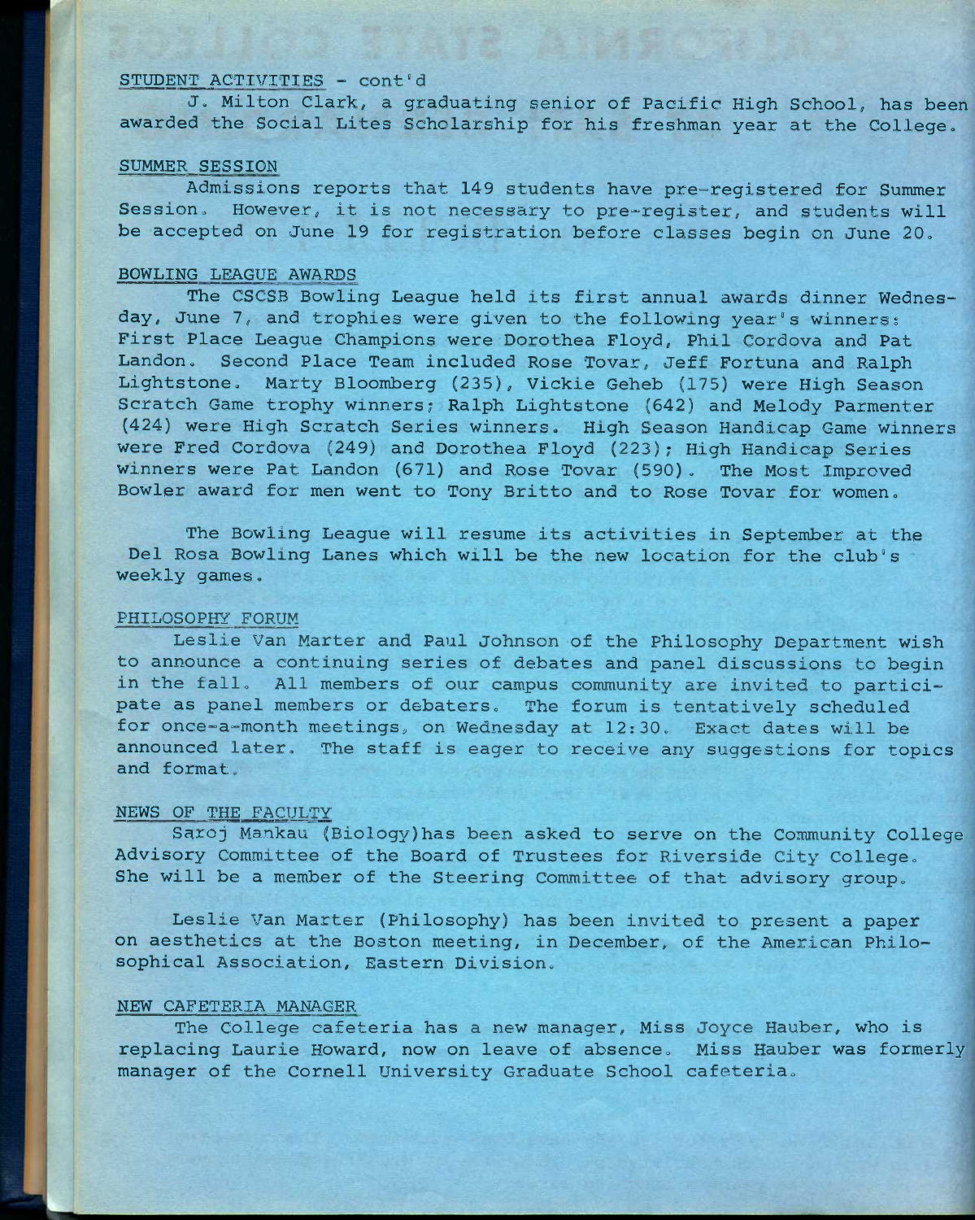## STUDENT ACTIVITIES - cont'd

J. Milton Clark, a graduating senior of Pacific High School, has been awarded the Social Lites Scholarship for his freshman year at the College.

## SUMMER SESSION

Admissions reports that 149 students have pre-registered for Summer Session. However, it is not necessary to pre-register, and students will be accepted on June 19 for registration before classes begin on June 20.

## BOWLING LEAGUE AWARDS

The CSCSB Bowling League held its first annual awards dinner Wednesday, June 7, and trophies were given to the following year's winners: First Place League Champions were Dorothea Floyd, Phil Cordova and Pat Landon. Second Place Team included Rose Tovar, Jeff Fortuna and Ralph Lightstone. Marty Bloomberg (235), Vickie Geheb (175) were High Season Scratch Game trophy winners; Ralph Lightstone (642) and Melody Parmenter (424) were High Scratch Series winners. High Season Handicap Game winners were Fred Cordova (249) and Dorothea Floyd (223); High Handicap Series winners were Pat Landon (671) and Rose Tovar (590). The Most Improved Bowler award for men went to Tony Britto and to Rose Tovar for women.

The Bowling League will resume its activities in September at the Del Rosa Bowling Lanes which will be the new location for the club's weekly games.

## PHILOSOPHY FORUM

Leslie Van Marter and Paul Johnson of the Philosophy Department wish to announce a continuing series of debates and panel discussions to begin in the fall. All members of our campus community are invited to participate as panel members or debaters. The forum is tentatively scheduled for once-a-month meetings, on Wednesday at 12:30. Exact dates will be announced later. The staff is eager to receive any suggestions for topics and format.

## NEWS OF THE FACULTY

Saroj Mankau (Biology) has been asked to serve on the Community College Advisory Committee of the Board of Trustees for Riverside City College. She will be a member of the Steering Committee of that advisory group.

Leslie Van Marter (Philosophy) has been invited to present a paper on aesthetics at the Boston meeting, in December, of the American Philosophical Association, Eastern Division.

## NEW CAFETERIA MANAGER

The College cafeteria has a new manager, Miss Joyce Hauber, who is replacing Laurie Howard, now on leave of absence. Miss Hauber was formerly manager of the Cornell University Graduate School cafeteria.